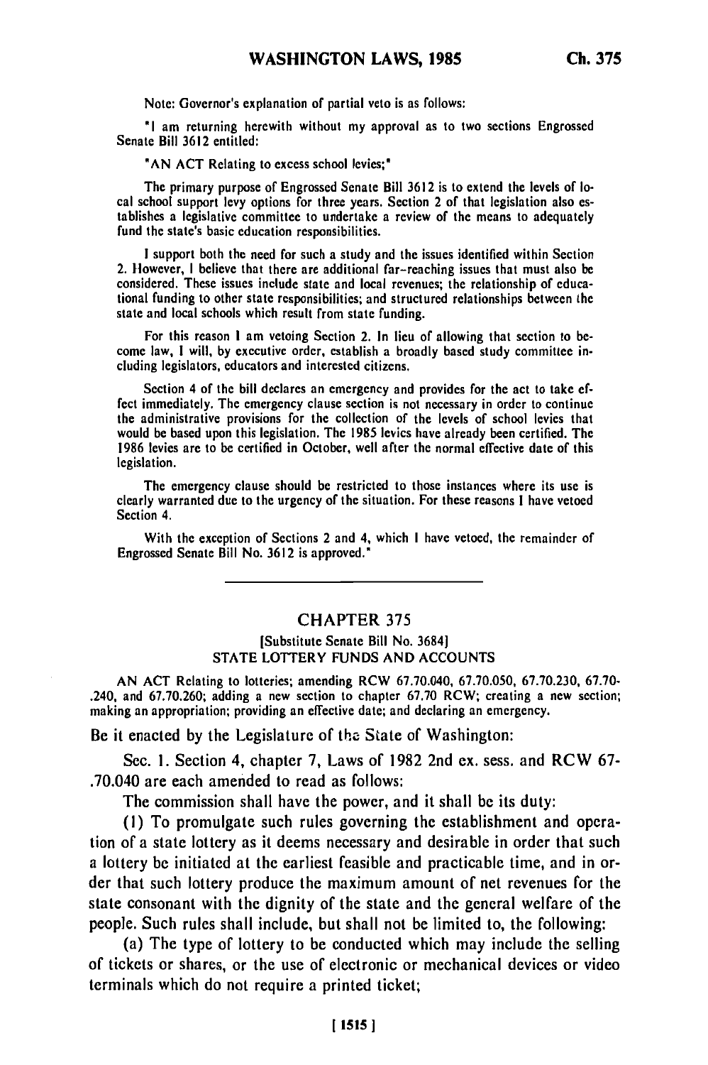Note: Governor's explanation of partial veto is as follows:

"I am returning herewith without my approval as to two sections Engrossed Senate Bill 3612 entitled:

"AN ACT Relating to excess school levies;"

The primary purpose of Engrossed Senate Bill 3612 is to extend the levels of local school support levy options for three years. Section 2 of that legislation also establishes a legislative committee to undertake a review of the means to adequately fund the state's basic education responsibilities.

I support both the need for such a study and the issues identified within Section 2. However, I believe that there are additional far-reaching issues that must also be considered. These issues include state and local revenues; the relationship of educational funding to other state responsibilities; and structured relationships between the state and local schools which result from state funding.

For this reason I am vetoing Section 2. In lieu of allowing that section to become law, I will, by executive order, establish a broadly based study committee including legislators, educators and interested citizens.

Section 4 of the bill declares an emergency and provides for the act to take effect immediately. The emergency clause section is not necessary in order to continue the administrative provisions for the collection of the levels of school levies that would be based upon this legislation. The 1985 levies have already been certified. The 1986 levies are to be certified in October, well after the normal effective date of this legislation.

The emergency clause should be restricted to those instances where its use is clearly warranted due to the urgency of the situation. For these reasons I have vetoed Section 4.

With the exception of Sections 2 and 4, which I have vetoed, the remainder of Engrossed Senate Bill No. 3612 is approved."

---

## CHAPTER 375

[Substitute Senate Bill No. 3684]

STATE LOTTERY FUNDS AND ACCOUNTS

AN ACT Relating to lotteries; amending RCW 67.70.040, 67.70.050, 67.70.230, 67.70-.240, and 67.70.260; adding a new section to chapter 67.70 RCW; creating a new section; making an appropriation; providing an effective date; and declaring an emergency.

Be it enacted by the Legislature of the State of Washington:

Sec. 1. Section 4, chapter 7, Laws of 1982 2nd ex. sess. and RCW 67-.70.040 are each amended to read as follows:

The commission shall have the power, and it shall be its duty:

(1) To promulgate such rules governing the establishment and operation of a state lottery as it deems necessary and desirable in order that such a lottery be initiated at the earliest feasible and practicable time, and in order that such lottery produce the maximum amount of net revenues for the state consonant with the dignity of the state and the general welfare of the people. Such rules shall include, but shall not be limited to, the following:

(a) The type of lottery to be conducted which may include the selling of tickets or shares, or the use of electronic or mechanical devices or video terminals which do not require a printed ticket;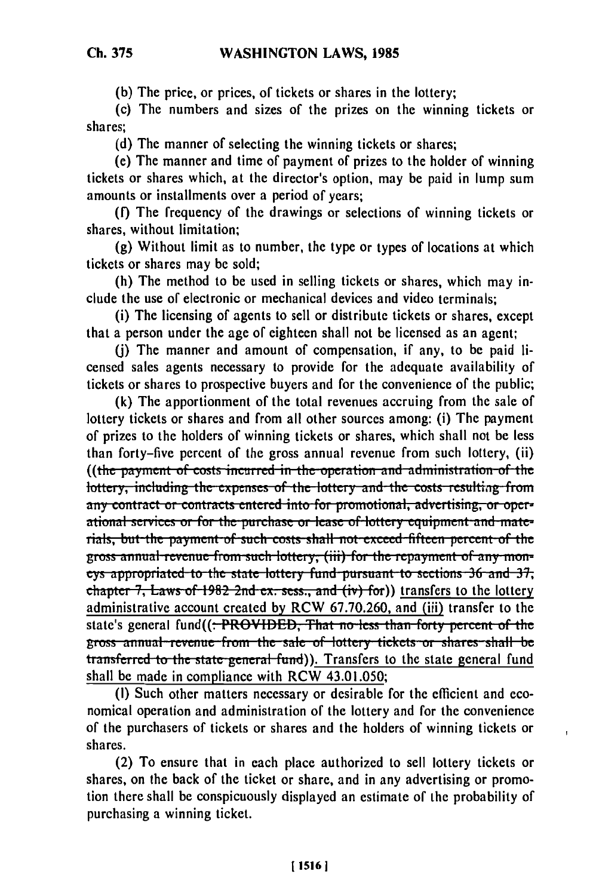(b) The price, or prices, of tickets or shares in the lottery;

(c) The numbers and sizes of the prizes on the winning tickets or shares;

(d) The manner of selecting the winning tickets or shares;

(e) The manner and time of payment of prizes to the holder of winning tickets or shares which, at the director's option, may be paid in lump sum amounts or installments over a period of years;

(f) The frequency of the drawings or selections of winning tickets or shares, without limitation;

(g) Without limit as to number, the type or types of locations at which tickets or shares may be sold;

(h) The method to be used in selling tickets or shares, which may include the use of electronic or mechanical devices and video terminals;

(i) The licensing of agents to sell or distribute tickets or shares, except that a person under the age of eighteen shall not be licensed as an agent;

(j) The manner and amount of compensation, if any, to be paid licensed sales agents necessary to provide for the adequate availability of tickets or shares to prospective buyers and for the convenience of the public;

(k) The apportionment of the total revenues accruing from the sale of lottery tickets or shares and from all other sources among: (i) The payment of prizes to the holders of winning tickets or shares, which shall not be less than forty-five percent of the gross annual revenue from such lottery, (ii) ((~~the payment of costs incurred in the operation and administration of the lottery, including the expenses of the lottery and the costs resulting from any contract or contracts entered into for promotional, advertising, or operational services or for the purchase or lease of lottery equipment and materials, but the payment of such costs shall not exceed fifteen percent of the gross annual revenue from such lottery, (iii) for the repayment of any moneys appropriated to the state lottery fund pursuant to sections 36 and 37, chapter 7, Laws of 1982 2nd ex. sess., and (iv) for~~)) transfers to the lottery administrative account created by RCW 67.70.260, and (iii) transfer to the state's general fund((~~: PROVIDED, That no less than forty percent of the gross annual revenue from the sale of lottery tickets or shares shall be transferred to the state general fund~~)). Transfers to the state general fund shall be made in compliance with RCW 43.01.050;

(l) Such other matters necessary or desirable for the efficient and economical operation and administration of the lottery and for the convenience of the purchasers of tickets or shares and the holders of winning tickets or shares.

(2) To ensure that in each place authorized to sell lottery tickets or shares, on the back of the ticket or share, and in any advertising or promotion there shall be conspicuously displayed an estimate of the probability of purchasing a winning ticket.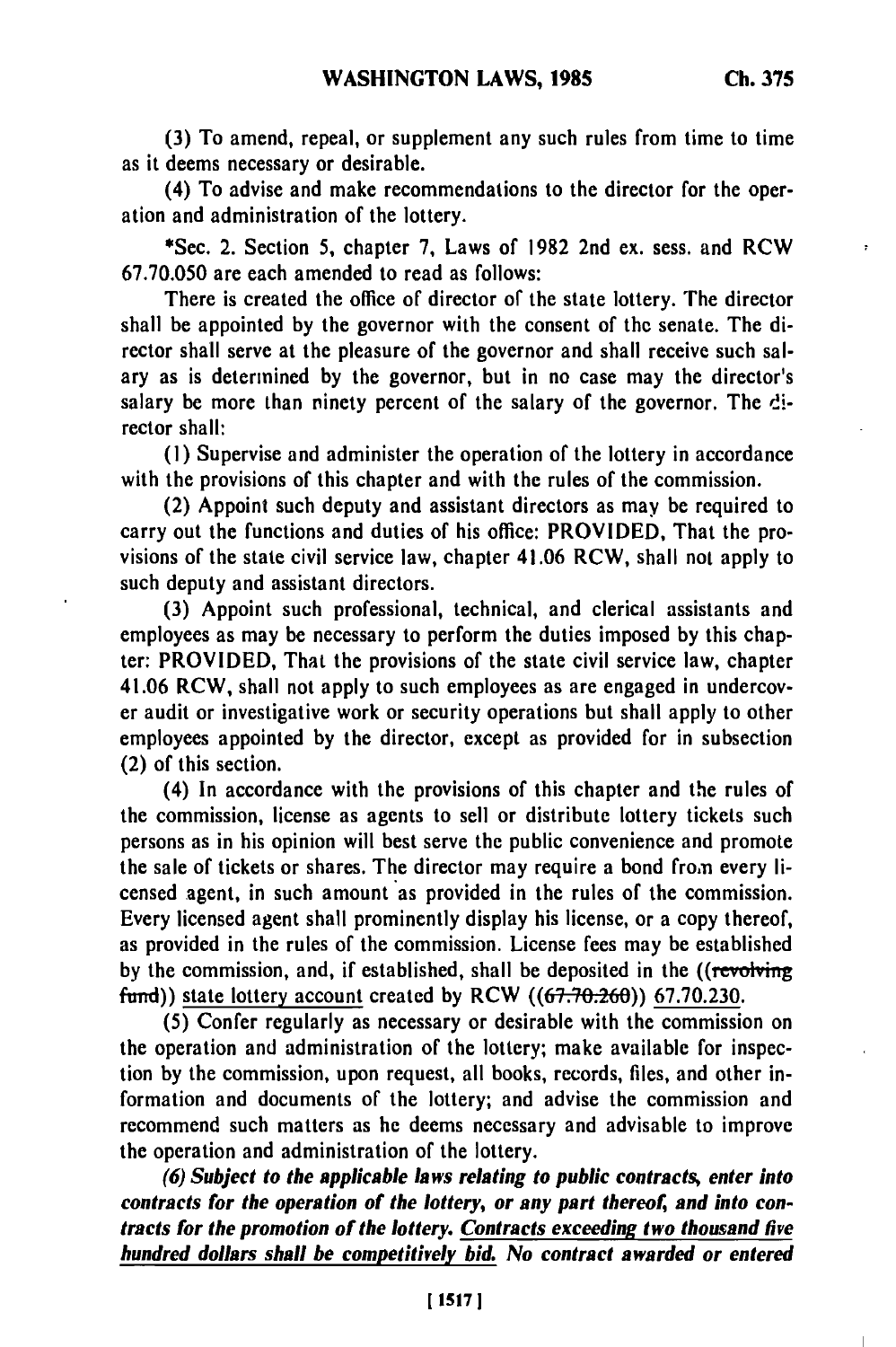(3) To amend, repeal, or supplement any such rules from time to time as it deems necessary or desirable.

(4) To advise and make recommendations to the director for the operation and administration of the lottery.

*Sec. 2. Section 5, chapter 7, Laws of 1982 2nd ex. sess. and RCW 67.70.050 are each amended to read as follows:

There is created the office of director of the state lottery. The director shall be appointed by the governor with the consent of the senate. The director shall serve at the pleasure of the governor and shall receive such salary as is determined by the governor, but in no case may the director's salary be more than ninety percent of the salary of the governor. The director shall:

(1) Supervise and administer the operation of the lottery in accordance with the provisions of this chapter and with the rules of the commission.

(2) Appoint such deputy and assistant directors as may be required to carry out the functions and duties of his office: PROVIDED, That the provisions of the state civil service law, chapter 41.06 RCW, shall not apply to such deputy and assistant directors.

(3) Appoint such professional, technical, and clerical assistants and employees as may be necessary to perform the duties imposed by this chapter: PROVIDED, That the provisions of the state civil service law, chapter 41.06 RCW, shall not apply to such employees as are engaged in undercover audit or investigative work or security operations but shall apply to other employees appointed by the director, except as provided for in subsection (2) of this section.

(4) In accordance with the provisions of this chapter and the rules of the commission, license as agents to sell or distribute lottery tickets such persons as in his opinion will best serve the public convenience and promote the sale of tickets or shares. The director may require a bond from every licensed agent, in such amount as provided in the rules of the commission. Every licensed agent shall prominently display his license, or a copy thereof, as provided in the rules of the commission. License fees may be established by the commission, and, if established, shall be deposited in the ((~~revolving fund~~)) state lottery account created by RCW ((~~67.70.260~~)) 67.70.230.

(5) Confer regularly as necessary or desirable with the commission on the operation and administration of the lottery; make available for inspection by the commission, upon request, all books, records, files, and other information and documents of the lottery; and advise the commission and recommend such matters as he deems necessary and advisable to improve the operation and administration of the lottery.

***(6) Subject to the applicable laws relating to public contracts, enter into contracts for the operation of the lottery, or any part thereof, and into contracts for the promotion of the lottery. Contracts exceeding two thousand five hundred dollars shall be competitively bid. No contract awarded or entered***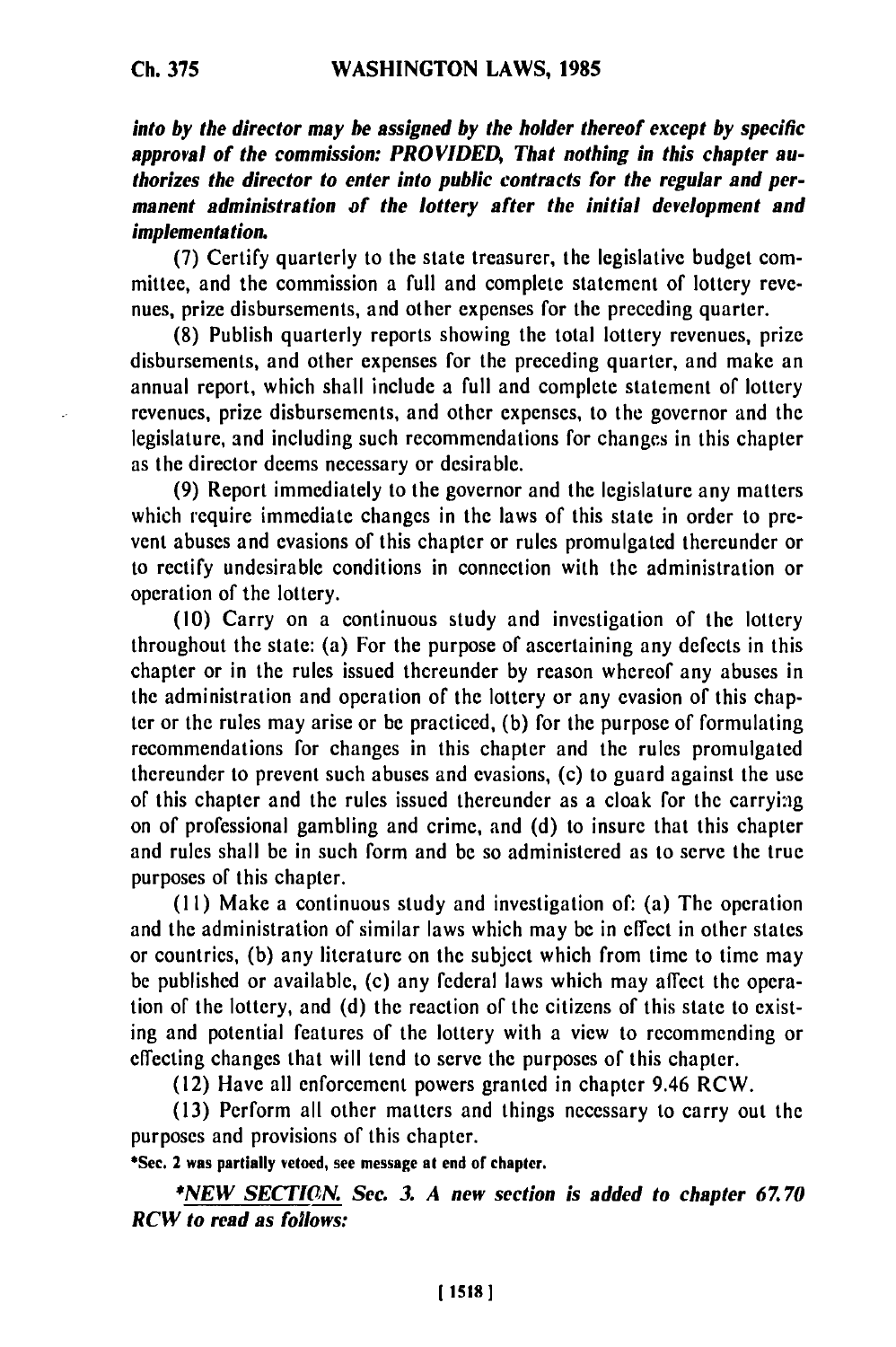*into by the director may be assigned by the holder thereof except by specific approval of the commission: PROVIDED, That nothing in this chapter authorizes the director to enter into public contracts for the regular and permanent administration of the lottery after the initial development and implementation.*

(7) Certify quarterly to the state treasurer, the legislative budget committee, and the commission a full and complete statement of lottery revenues, prize disbursements, and other expenses for the preceding quarter.

(8) Publish quarterly reports showing the total lottery revenues, prize disbursements, and other expenses for the preceding quarter, and make an annual report, which shall include a full and complete statement of lottery revenues, prize disbursements, and other expenses, to the governor and the legislature, and including such recommendations for changes in this chapter as the director deems necessary or desirable.

(9) Report immediately to the governor and the legislature any matters which require immediate changes in the laws of this state in order to prevent abuses and evasions of this chapter or rules promulgated thereunder or to rectify undesirable conditions in connection with the administration or operation of the lottery.

(10) Carry on a continuous study and investigation of the lottery throughout the state: (a) For the purpose of ascertaining any defects in this chapter or in the rules issued thereunder by reason whereof any abuses in the administration and operation of the lottery or any evasion of this chapter or the rules may arise or be practiced, (b) for the purpose of formulating recommendations for changes in this chapter and the rules promulgated thereunder to prevent such abuses and evasions, (c) to guard against the use of this chapter and the rules issued thereunder as a cloak for the carrying on of professional gambling and crime, and (d) to insure that this chapter and rules shall be in such form and be so administered as to serve the true purposes of this chapter.

(11) Make a continuous study and investigation of: (a) The operation and the administration of similar laws which may be in effect in other states or countries, (b) any literature on the subject which from time to time may be published or available, (c) any federal laws which may affect the operation of the lottery, and (d) the reaction of the citizens of this state to existing and potential features of the lottery with a view to recommending or effecting changes that will tend to serve the purposes of this chapter.

(12) Have all enforcement powers granted in chapter 9.46 RCW.

(13) Perform all other matters and things necessary to carry out the purposes and provisions of this chapter.

**\*Sec. 2 was partially vetoed, see message at end of chapter.**

***NEW SECTION.** Sec. 3. A new section is added to chapter 67.70 RCW to read as follows:*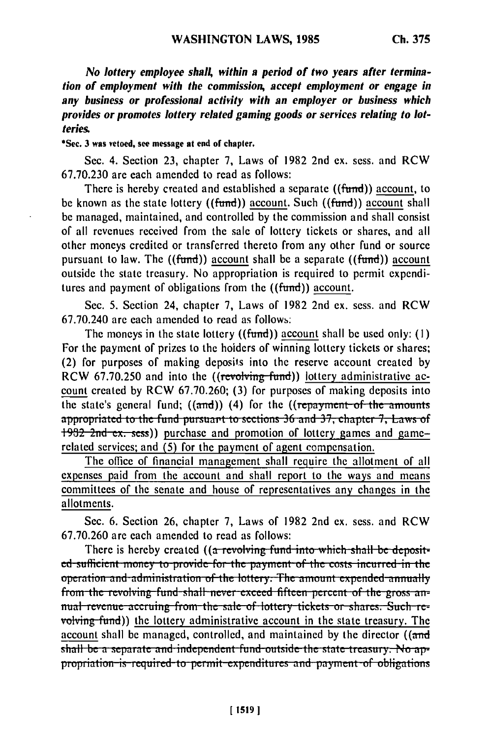*No lottery employee shall, within a period of two years after termination of employment with the commission, accept employment or engage in any business or professional activity with an employer or business which provides or promotes lottery related gaming goods or services relating to lotteries.*

*Sec. 3 was vetoed, see message at end of chapter.

Sec. 4. Section 23, chapter 7, Laws of 1982 2nd ex. sess. and RCW 67.70.230 are each amended to read as follows:

There is hereby created and established a separate ((~~fund~~)) account, to be known as the state lottery ((~~fund~~)) account. Such ((~~fund~~)) account shall be managed, maintained, and controlled by the commission and shall consist of all revenues received from the sale of lottery tickets or shares, and all other moneys credited or transferred thereto from any other fund or source pursuant to law. The ((~~fund~~)) account shall be a separate ((~~fund~~)) account outside the state treasury. No appropriation is required to permit expenditures and payment of obligations from the ((~~fund~~)) account.

Sec. 5. Section 24, chapter 7, Laws of 1982 2nd ex. sess. and RCW 67.70.240 are each amended to read as follows:

The moneys in the state lottery ((~~fund~~)) account shall be used only: (1) For the payment of prizes to the holders of winning lottery tickets or shares; (2) for purposes of making deposits into the reserve account created by RCW 67.70.250 and into the ((~~revolving fund~~)) lottery administrative account created by RCW 67.70.260; (3) for purposes of making deposits into the state's general fund; ((~~and~~)) (4) for the ((~~repayment of the amounts appropriated to the fund pursuant to sections 36 and 37, chapter 7, Laws of 1982 2nd ex. sess~~)) purchase and promotion of lottery games and game-related services; and (5) for the payment of agent compensation.

The office of financial management shall require the allotment of all expenses paid from the account and shall report to the ways and means committees of the senate and house of representatives any changes in the allotments.

Sec. 6. Section 26, chapter 7, Laws of 1982 2nd ex. sess. and RCW 67.70.260 are each amended to read as follows:

There is hereby created ((~~a revolving fund into which shall be deposited sufficient money to provide for the payment of the costs incurred in the operation and administration of the lottery. The amount expended annually from the revolving fund shall never exceed fifteen percent of the gross annual revenue accruing from the sale of lottery tickets or shares. Such revolving fund~~)) the lottery administrative account in the state treasury. The account shall be managed, controlled, and maintained by the director ((~~and shall be a separate and independent fund outside the state treasury. No appropriation is required to permit expenditures and payment of obligations~~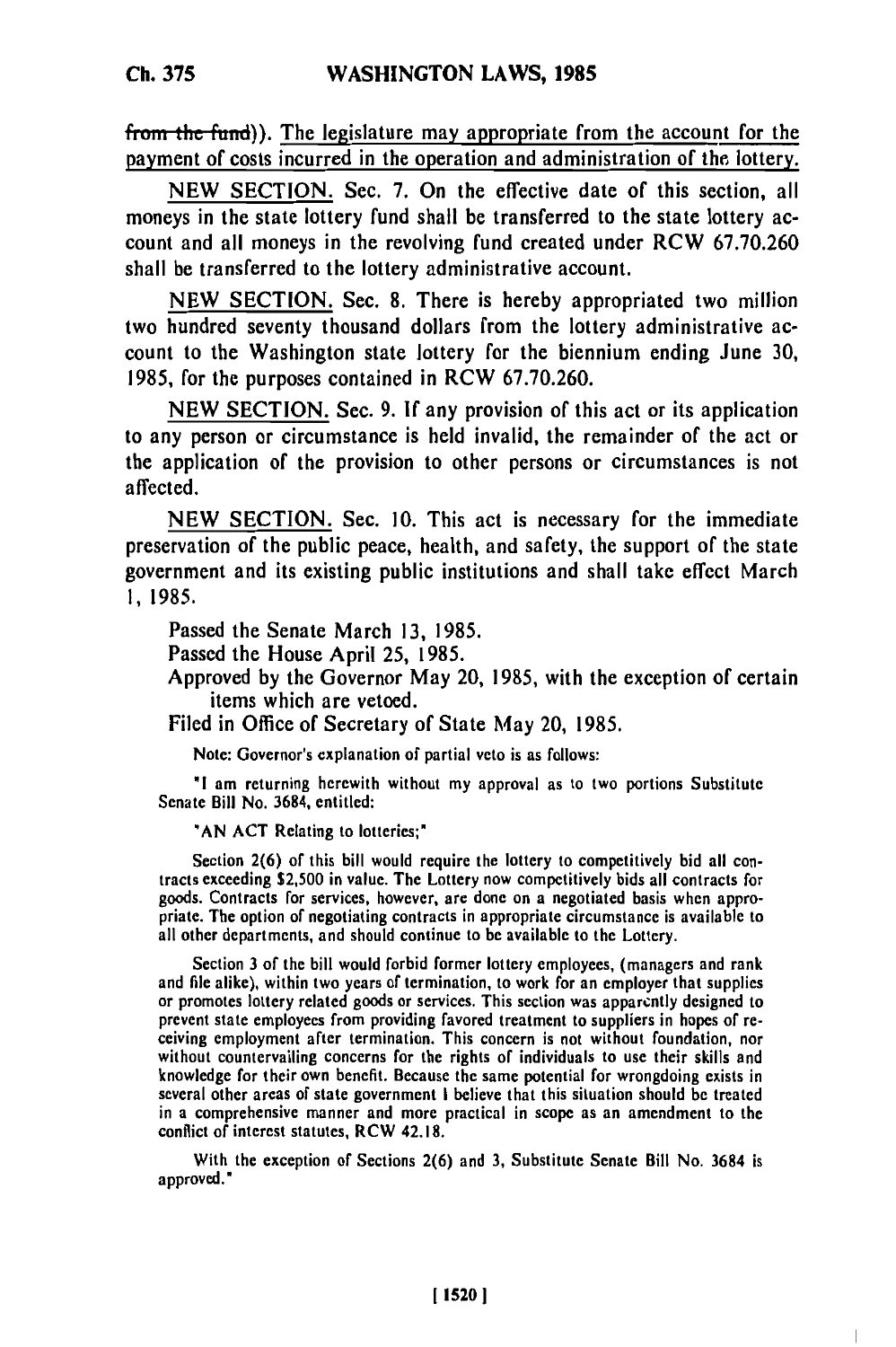~~from the fund~~)). The legislature may appropriate from the account for the payment of costs incurred in the operation and administration of the lottery.

NEW SECTION. Sec. 7. On the effective date of this section, all moneys in the state lottery fund shall be transferred to the state lottery account and all moneys in the revolving fund created under RCW 67.70.260 shall be transferred to the lottery administrative account.

NEW SECTION. Sec. 8. There is hereby appropriated two million two hundred seventy thousand dollars from the lottery administrative account to the Washington state lottery for the biennium ending June 30, 1985, for the purposes contained in RCW 67.70.260.

NEW SECTION. Sec. 9. If any provision of this act or its application to any person or circumstance is held invalid, the remainder of the act or the application of the provision to other persons or circumstances is not affected.

NEW SECTION. Sec. 10. This act is necessary for the immediate preservation of the public peace, health, and safety, the support of the state government and its existing public institutions and shall take effect March 1, 1985.

Passed the Senate March 13, 1985.

Passed the House April 25, 1985.

Approved by the Governor May 20, 1985, with the exception of certain items which are vetoed.

Filed in Office of Secretary of State May 20, 1985.

Note: Governor's explanation of partial veto is as follows:

"I am returning herewith without my approval as to two portions Substitute Senate Bill No. 3684, entitled:

"AN ACT Relating to lotteries;"

Section 2(6) of this bill would require the lottery to competitively bid all contracts exceeding $2,500 in value. The Lottery now competitively bids all contracts for goods. Contracts for services, however, are done on a negotiated basis when appropriate. The option of negotiating contracts in appropriate circumstance is available to all other departments, and should continue to be available to the Lottery.

Section 3 of the bill would forbid former lottery employees, (managers and rank and file alike), within two years of termination, to work for an employer that supplies or promotes lottery related goods or services. This section was apparently designed to prevent state employees from providing favored treatment to suppliers in hopes of receiving employment after termination. This concern is not without foundation, nor without countervailing concerns for the rights of individuals to use their skills and knowledge for their own benefit. Because the same potential for wrongdoing exists in several other areas of state government I believe that this situation should be treated in a comprehensive manner and more practical in scope as an amendment to the conflict of interest statutes, RCW 42.18.

With the exception of Sections 2(6) and 3, Substitute Senate Bill No. 3684 is approved."